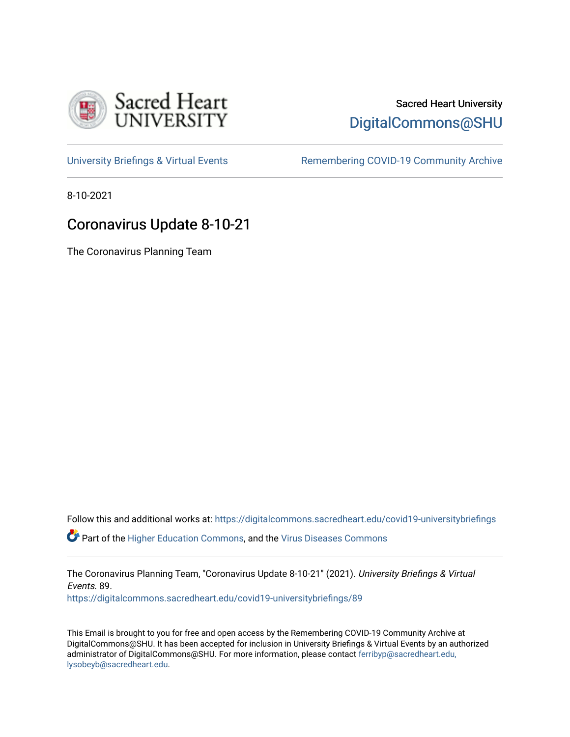Sacred Heart University

DigitalCommons@SHU

University Briefings & Virtual Events

Remembering COVID-19 Community Archive

8-10-2021

# Coronavirus Update 8-10-21

The Coronavirus Planning Team

Follow this and additional works at: https://digitalcommons.sacredheart.edu/covid19-universitybriefings

Part of the Higher Education Commons, and the Virus Diseases Commons

The Coronavirus Planning Team, "Coronavirus Update 8-10-21" (2021). *University Briefings & Virtual Events*. 89.
https://digitalcommons.sacredheart.edu/covid19-universitybriefings/89

This Email is brought to you for free and open access by the Remembering COVID-19 Community Archive at DigitalCommons@SHU. It has been accepted for inclusion in University Briefings & Virtual Events by an authorized administrator of DigitalCommons@SHU. For more information, please contact ferribyp@sacredheart.edu, lysobeyb@sacredheart.edu.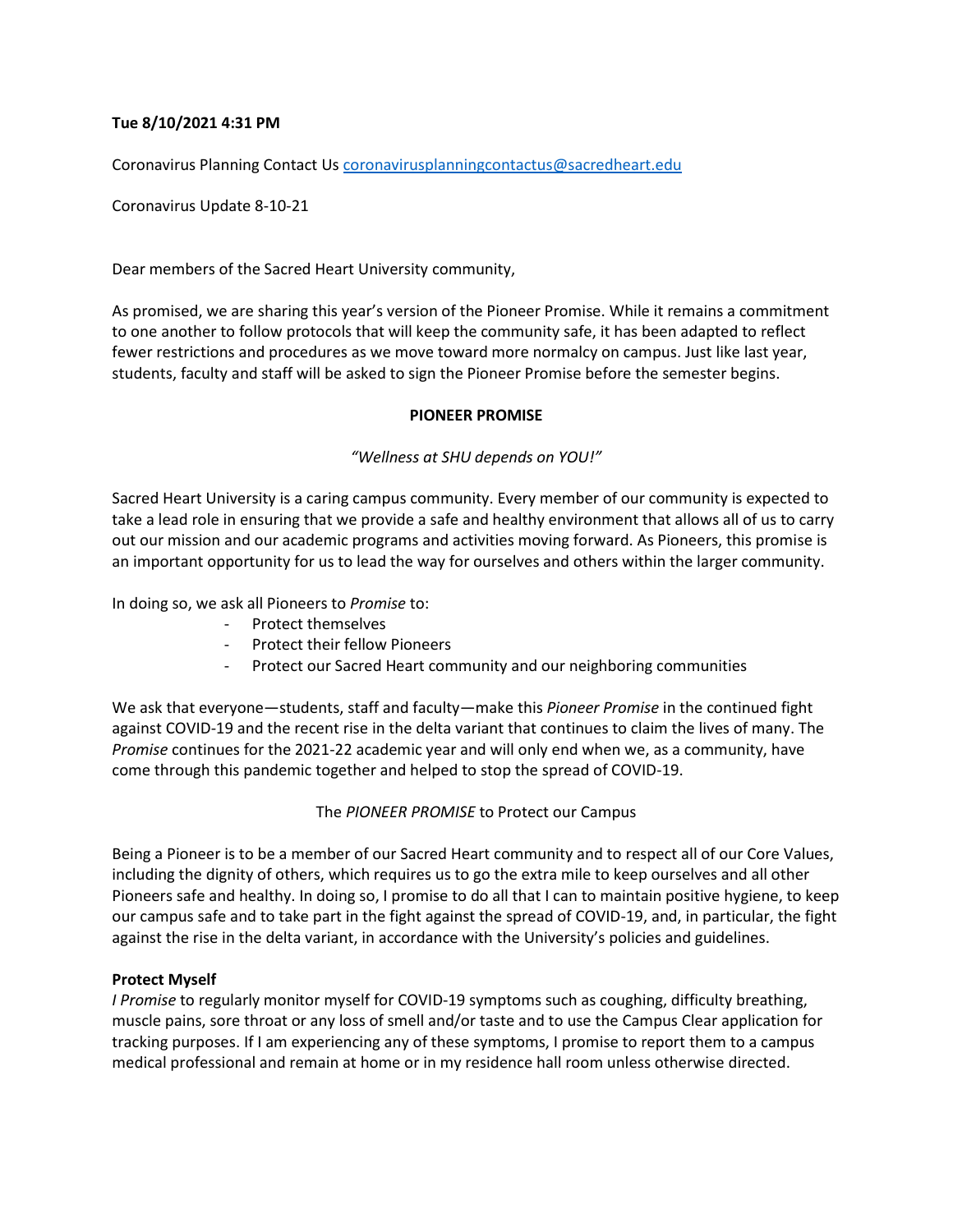**Tue 8/10/2021 4:31 PM**

Coronavirus Planning Contact Us [coronavirusplanningcontactus@sacredheart.edu](mailto:coronavirusplanningcontactus@sacredheart.edu)

Coronavirus Update 8-10-21

Dear members of the Sacred Heart University community,

As promised, we are sharing this year's version of the Pioneer Promise. While it remains a commitment to one another to follow protocols that will keep the community safe, it has been adapted to reflect fewer restrictions and procedures as we move toward more normalcy on campus. Just like last year, students, faculty and staff will be asked to sign the Pioneer Promise before the semester begins.

**PIONEER PROMISE**

*"Wellness at SHU depends on YOU!"*

Sacred Heart University is a caring campus community. Every member of our community is expected to take a lead role in ensuring that we provide a safe and healthy environment that allows all of us to carry out our mission and our academic programs and activities moving forward. As Pioneers, this promise is an important opportunity for us to lead the way for ourselves and others within the larger community.

In doing so, we ask all Pioneers to *Promise* to:

- Protect themselves
- Protect their fellow Pioneers
- Protect our Sacred Heart community and our neighboring communities

We ask that everyone—students, staff and faculty—make this *Pioneer Promise* in the continued fight against COVID-19 and the recent rise in the delta variant that continues to claim the lives of many. The *Promise* continues for the 2021-22 academic year and will only end when we, as a community, have come through this pandemic together and helped to stop the spread of COVID-19.

The *PIONEER PROMISE* to Protect our Campus

Being a Pioneer is to be a member of our Sacred Heart community and to respect all of our Core Values, including the dignity of others, which requires us to go the extra mile to keep ourselves and all other Pioneers safe and healthy. In doing so, I promise to do all that I can to maintain positive hygiene, to keep our campus safe and to take part in the fight against the spread of COVID-19, and, in particular, the fight against the rise in the delta variant, in accordance with the University's policies and guidelines.

**Protect Myself**

*I Promise* to regularly monitor myself for COVID-19 symptoms such as coughing, difficulty breathing, muscle pains, sore throat or any loss of smell and/or taste and to use the Campus Clear application for tracking purposes. If I am experiencing any of these symptoms, I promise to report them to a campus medical professional and remain at home or in my residence hall room unless otherwise directed.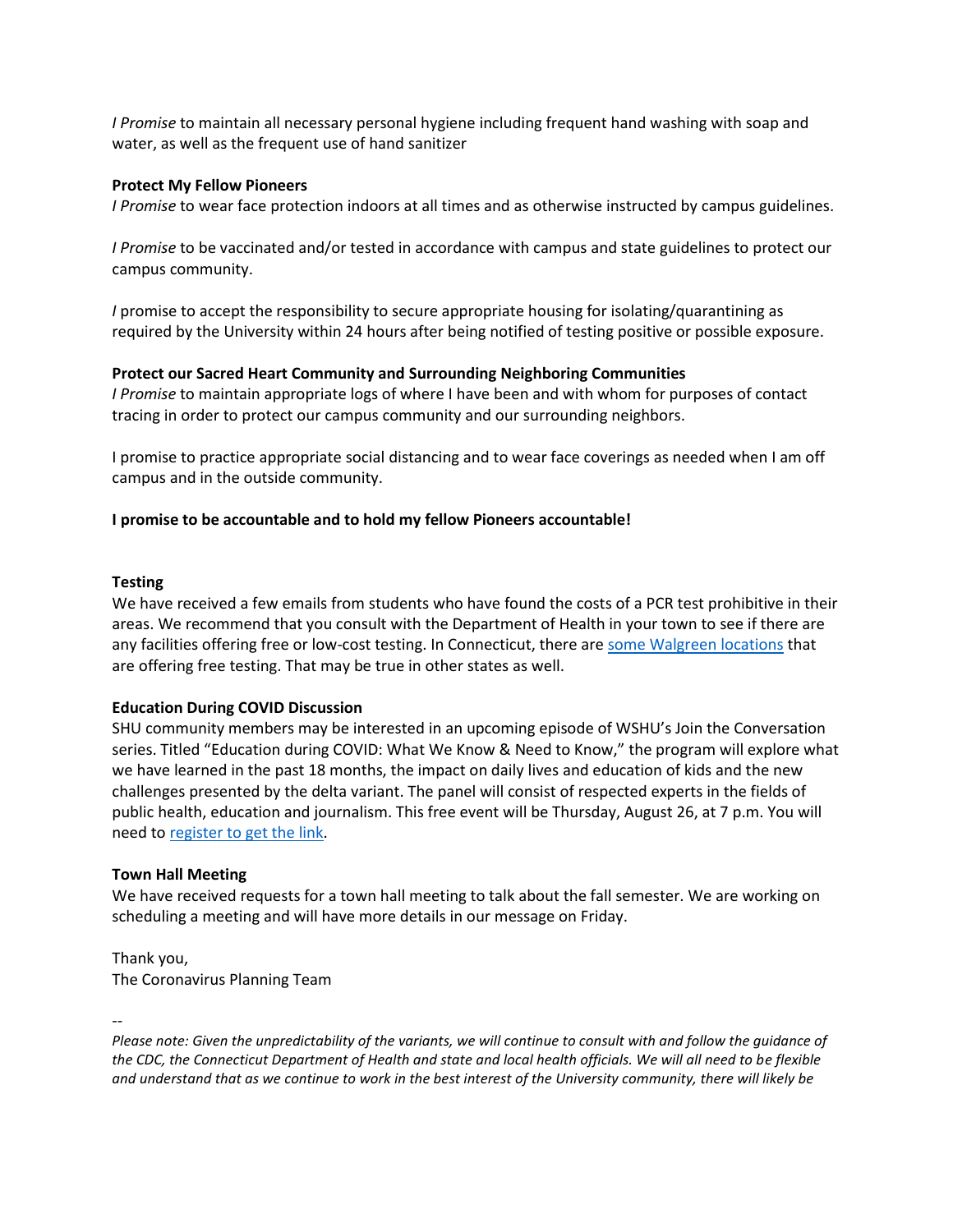*I Promise* to maintain all necessary personal hygiene including frequent hand washing with soap and water, as well as the frequent use of hand sanitizer

**Protect My Fellow Pioneers**
*I Promise* to wear face protection indoors at all times and as otherwise instructed by campus guidelines.

*I Promise* to be vaccinated and/or tested in accordance with campus and state guidelines to protect our campus community.

*I* promise to accept the responsibility to secure appropriate housing for isolating/quarantining as required by the University within 24 hours after being notified of testing positive or possible exposure.

**Protect our Sacred Heart Community and Surrounding Neighboring Communities**
*I Promise* to maintain appropriate logs of where I have been and with whom for purposes of contact tracing in order to protect our campus community and our surrounding neighbors.

I promise to practice appropriate social distancing and to wear face coverings as needed when I am off campus and in the outside community.

**I promise to be accountable and to hold my fellow Pioneers accountable!**

**Testing**
We have received a few emails from students who have found the costs of a PCR test prohibitive in their areas. We recommend that you consult with the Department of Health in your town to see if there are any facilities offering free or low-cost testing. In Connecticut, there are some Walgreen locations that are offering free testing. That may be true in other states as well.

**Education During COVID Discussion**
SHU community members may be interested in an upcoming episode of WSHU's Join the Conversation series. Titled "Education during COVID: What We Know & Need to Know," the program will explore what we have learned in the past 18 months, the impact on daily lives and education of kids and the new challenges presented by the delta variant. The panel will consist of respected experts in the fields of public health, education and journalism. This free event will be Thursday, August 26, at 7 p.m. You will need to register to get the link.

**Town Hall Meeting**
We have received requests for a town hall meeting to talk about the fall semester. We are working on scheduling a meeting and will have more details in our message on Friday.

Thank you,
The Coronavirus Planning Team

--

*Please note: Given the unpredictability of the variants, we will continue to consult with and follow the guidance of the CDC, the Connecticut Department of Health and state and local health officials. We will all need to be flexible and understand that as we continue to work in the best interest of the University community, there will likely be*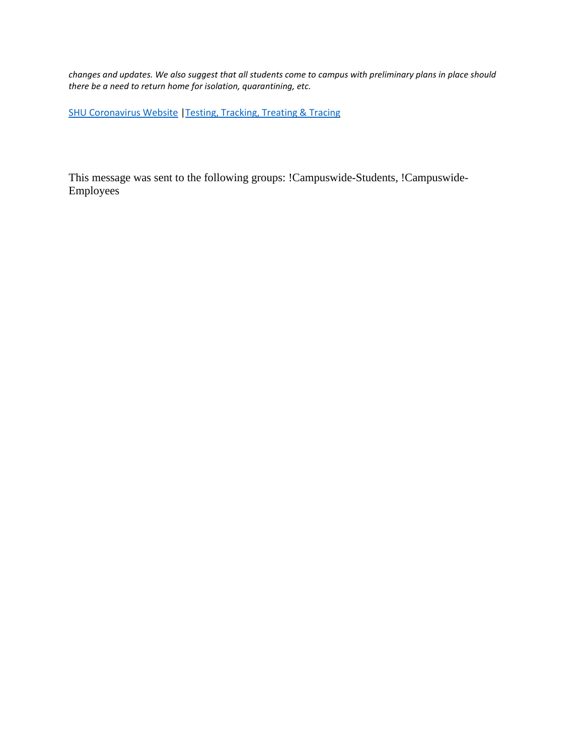*changes and updates. We also suggest that all students come to campus with preliminary plans in place should there be a need to return home for isolation, quarantining, etc.*

SHU Coronavirus Website | Testing, Tracking, Treating & Tracing

This message was sent to the following groups: !Campuswide-Students, !Campuswide-Employees